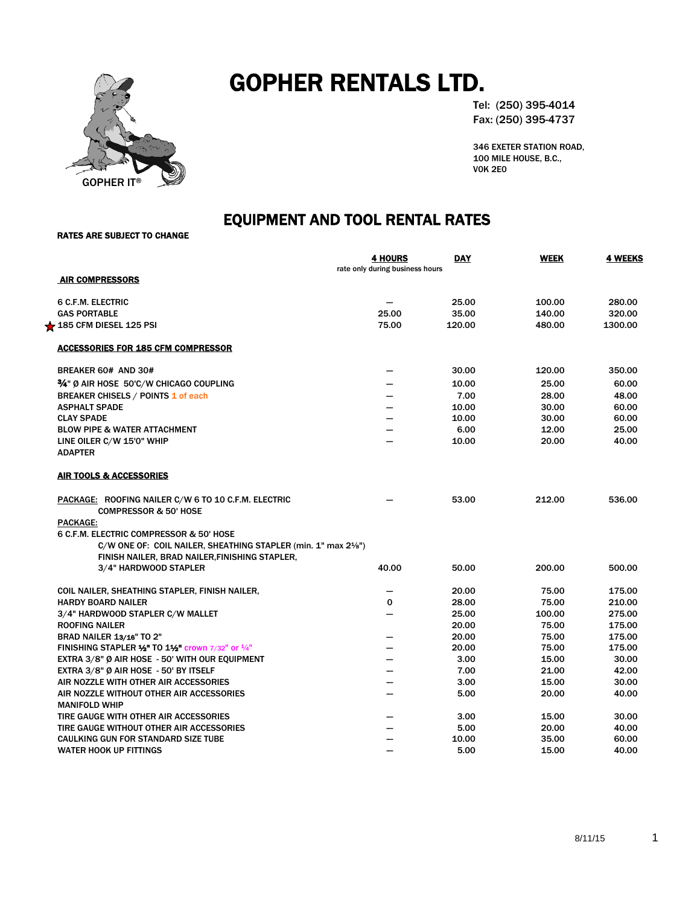# GOPHER RENTALS LTD.

GOPHER IT®

Tel: (250) 395-4014
Fax: (250) 395-4737

346 EXETER STATION ROAD,
100 MILE HOUSE, B.C.,
V0K 2E0

## EQUIPMENT AND TOOL RENTAL RATES

**RATES ARE SUBJECT TO CHANGE**

| | 4 HOURS (rate only during business hours) | DAY | WEEK | 4 WEEKS |
|---|---|---|---|---|
| **AIR COMPRESSORS** | | | | |
| 6 C.F.M. ELECTRIC | — | 25.00 | 100.00 | 280.00 |
| GAS PORTABLE | 25.00 | 35.00 | 140.00 | 320.00 |
| ★ 185 CFM DIESEL 125 PSI | 75.00 | 120.00 | 480.00 | 1300.00 |
| **ACCESSORIES FOR 185 CFM COMPRESSOR** | | | | |
| BREAKER 60# AND 30# | — | 30.00 | 120.00 | 350.00 |
| ¾" Ø AIR HOSE 50'C/W CHICAGO COUPLING | — | 10.00 | 25.00 | 60.00 |
| BREAKER CHISELS / POINTS 1 of each | — | 7.00 | 28.00 | 48.00 |
| ASPHALT SPADE | — | 10.00 | 30.00 | 60.00 |
| CLAY SPADE | — | 10.00 | 30.00 | 60.00 |
| BLOW PIPE & WATER ATTACHMENT | — | 6.00 | 12.00 | 25.00 |
| LINE OILER C/W 15'0" WHIP | — | 10.00 | 20.00 | 40.00 |
| ADAPTER | | | | |
| **AIR TOOLS & ACCESSORIES** | | | | |
| PACKAGE: ROOFING NAILER C/W 6 TO 10 C.F.M. ELECTRIC COMPRESSOR & 50' HOSE | — | 53.00 | 212.00 | 536.00 |
| PACKAGE: 6 C.F.M. ELECTRIC COMPRESSOR & 50' HOSE C/W ONE OF: COIL NAILER, SHEATHING STAPLER (min. 1" max 2⅛") FINISH NAILER, BRAD NAILER, FINISHING STAPLER, 3/4" HARDWOOD STAPLER | 40.00 | 50.00 | 200.00 | 500.00 |
| COIL NAILER, SHEATHING STAPLER, FINISH NAILER, | — | 20.00 | 75.00 | 175.00 |
| HARDY BOARD NAILER | 0 | 28.00 | 75.00 | 210.00 |
| 3/4" HARDWOOD STAPLER C/W MALLET | — | 25.00 | 100.00 | 275.00 |
| ROOFING NAILER | | 20.00 | 75.00 | 175.00 |
| BRAD NAILER 1 3/16" TO 2" | — | 20.00 | 75.00 | 175.00 |
| FINISHING STAPLER ½" TO 1½" crown 7/32" or ¼" | — | 20.00 | 75.00 | 175.00 |
| EXTRA 3/8" Ø AIR HOSE - 50' WITH OUR EQUIPMENT | — | 3.00 | 15.00 | 30.00 |
| EXTRA 3/8" Ø AIR HOSE - 50' BY ITSELF | — | 7.00 | 21.00 | 42.00 |
| AIR NOZZLE WITH OTHER AIR ACCESSORIES | — | 3.00 | 15.00 | 30.00 |
| AIR NOZZLE WITHOUT OTHER AIR ACCESSORIES | — | 5.00 | 20.00 | 40.00 |
| MANIFOLD WHIP | | | | |
| TIRE GAUGE WITH OTHER AIR ACCESSORIES | — | 3.00 | 15.00 | 30.00 |
| TIRE GAUGE WITHOUT OTHER AIR ACCESSORIES | — | 5.00 | 20.00 | 40.00 |
| CAULKING GUN FOR STANDARD SIZE TUBE | — | 10.00 | 35.00 | 60.00 |
| WATER HOOK UP FITTINGS | — | 5.00 | 15.00 | 40.00 |

8/11/15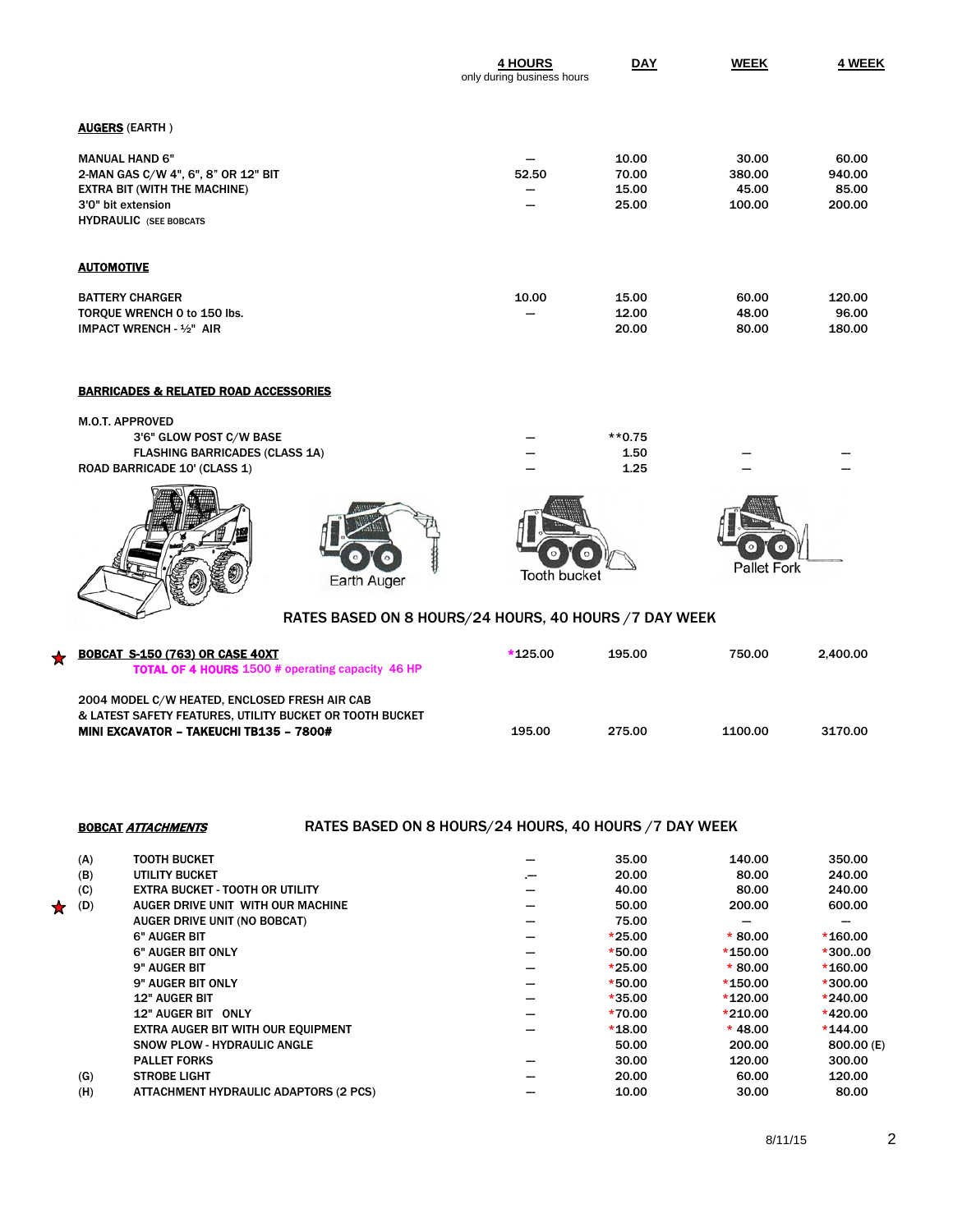| | 4 HOURS<br>only during business hours | DAY | WEEK | 4 WEEK |
|---|---|---|---|---|
| **AUGERS (EARTH )** | | | | |
| MANUAL HAND 6" | – | 10.00 | 30.00 | 60.00 |
| 2-MAN GAS C/W 4", 6", 8" OR 12" BIT | 52.50 | 70.00 | 380.00 | 940.00 |
| EXTRA BIT (WITH THE MACHINE) | – | 15.00 | 45.00 | 85.00 |
| 3'0" bit extension | – | 25.00 | 100.00 | 200.00 |
| HYDRAULIC (SEE BOBCATS | | | | |
| **AUTOMOTIVE** | | | | |
| BATTERY CHARGER | 10.00 | 15.00 | 60.00 | 120.00 |
| TORQUE WRENCH 0 to 150 lbs. | – | 12.00 | 48.00 | 96.00 |
| IMPACT WRENCH - ½" AIR | | 20.00 | 80.00 | 180.00 |
| **BARRICADES & RELATED ROAD ACCESSORIES** | | | | |
| M.O.T. APPROVED | | | | |
| 3'6" GLOW POST C/W BASE | – | **0.75 | | |
| FLASHING BARRICADES (CLASS 1A) | – | 1.50 | – | – |
| ROAD BARRICADE 10' (CLASS 1) | – | 1.25 | – | – |

Earth Auger

Tooth bucket

Pallet Fork

RATES BASED ON 8 HOURS/24 HOURS, 40 HOURS /7 DAY WEEK

| | 4 HOURS | DAY | WEEK | 4 WEEK |
|---|---|---|---|---|
| ★ **BOBCAT S-150 (763) OR CASE 40XT**<br>**TOTAL OF 4 HOURS** 1500 # operating capacity 46 HP | *125.00 | 195.00 | 750.00 | 2,400.00 |
| 2004 MODEL C/W HEATED, ENCLOSED FRESH AIR CAB<br>& LATEST SAFETY FEATURES, UTILITY BUCKET OR TOOTH BUCKET | | | | |
| **MINI EXCAVATOR – TAKEUCHI TB135 – 7800#** | 195.00 | 275.00 | 1100.00 | 3170.00 |

**BOBCAT *ATTACHMENTS*** RATES BASED ON 8 HOURS/24 HOURS, 40 HOURS /7 DAY WEEK

| | | 4 HOURS | DAY | WEEK | 4 WEEK |
|---|---|---|---|---|---|
| (A) | TOOTH BUCKET | – | 35.00 | 140.00 | 350.00 |
| (B) | UTILITY BUCKET | .– | 20.00 | 80.00 | 240.00 |
| (C) | EXTRA BUCKET - TOOTH OR UTILITY | – | 40.00 | 80.00 | 240.00 |
| ★ (D) | AUGER DRIVE UNIT WITH OUR MACHINE | – | 50.00 | 200.00 | 600.00 |
| | AUGER DRIVE UNIT (NO BOBCAT) | – | 75.00 | – | – |
| | 6" AUGER BIT | – | *25.00 | * 80.00 | *160.00 |
| | 6" AUGER BIT ONLY | – | *50.00 | *150.00 | *300..00 |
| | 9" AUGER BIT | – | *25.00 | * 80.00 | *160.00 |
| | 9" AUGER BIT ONLY | – | *50.00 | *150.00 | *300.00 |
| | 12" AUGER BIT | – | *35.00 | *120.00 | *240.00 |
| | 12" AUGER BIT ONLY | – | *70.00 | *210.00 | *420.00 |
| | EXTRA AUGER BIT WITH OUR EQUIPMENT | – | *18.00 | * 48.00 | *144.00 |
| | SNOW PLOW - HYDRAULIC ANGLE | | 50.00 | 200.00 | 800.00 (E) |
| | PALLET FORKS | – | 30.00 | 120.00 | 300.00 |
| (G) | STROBE LIGHT | – | 20.00 | 60.00 | 120.00 |
| (H) | ATTACHMENT HYDRAULIC ADAPTORS (2 PCS) | – | 10.00 | 30.00 | 80.00 |

8/11/15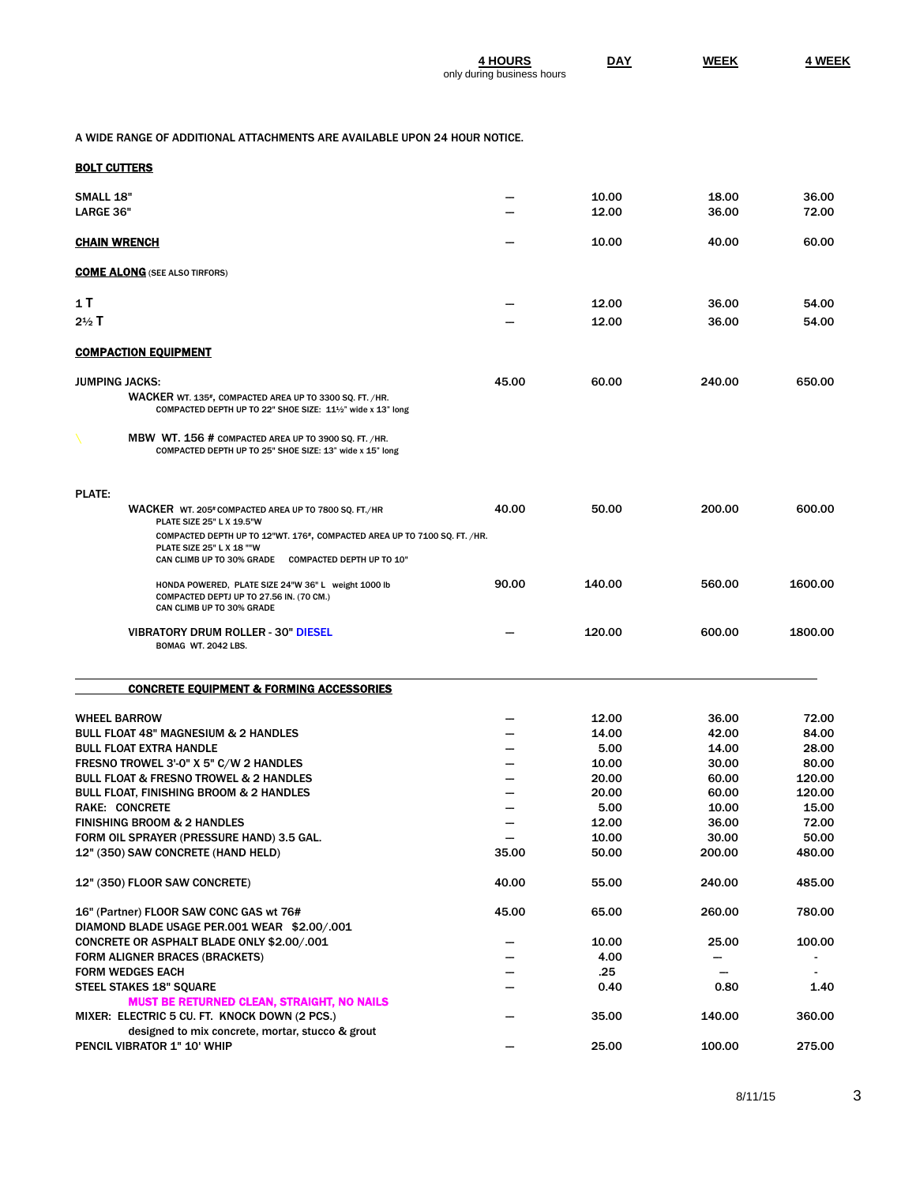| | 4 HOURS<br>only during business hours | DAY | WEEK | 4 WEEK |
|---|---|---|---|---|
| A WIDE RANGE OF ADDITIONAL ATTACHMENTS ARE AVAILABLE UPON 24 HOUR NOTICE. | | | | |
| **BOLT CUTTERS** | | | | |
| SMALL 18" | — | 10.00 | 18.00 | 36.00 |
| LARGE 36" | — | 12.00 | 36.00 | 72.00 |
| **CHAIN WRENCH** | — | 10.00 | 40.00 | 60.00 |
| **COME ALONG** (SEE ALSO TIRFORS) | | | | |
| 1 T | — | 12.00 | 36.00 | 54.00 |
| 2½ T | — | 12.00 | 36.00 | 54.00 |
| **COMPACTION EQUIPMENT** | | | | |
| JUMPING JACKS:<br>WACKER WT. 135#, COMPACTED AREA UP TO 3300 SQ. FT. /HR. COMPACTED DEPTH UP TO 22" SHOE SIZE: 11½" wide x 13" long | 45.00 | 60.00 | 240.00 | 650.00 |
| MBW WT. 156 # COMPACTED AREA UP TO 3900 SQ. FT. /HR. COMPACTED DEPTH UP TO 25" SHOE SIZE: 13" wide x 15" long | | | | |
| PLATE: | | | | |
| WACKER WT. 205# COMPACTED AREA UP TO 7800 SQ. FT./HR PLATE SIZE 25" L X 19.5"W<br>COMPACTED DEPTH UP TO 12"WT. 176#, COMPACTED AREA UP TO 7100 SQ. FT. /HR. PLATE SIZE 25" L X 18 ""W<br>CAN CLIMB UP TO 30% GRADE COMPACTED DEPTH UP TO 10" | 40.00 | 50.00 | 200.00 | 600.00 |
| HONDA POWERED, PLATE SIZE 24"W 36" L weight 1000 lb COMPACTED DEPTJ UP TO 27.56 IN. (70 CM.) CAN CLIMB UP TO 30% GRADE | 90.00 | 140.00 | 560.00 | 1600.00 |
| VIBRATORY DRUM ROLLER - 30" DIESEL<br>BOMAG WT. 2042 LBS. | — | 120.00 | 600.00 | 1800.00 |
| **CONCRETE EQUIPMENT & FORMING ACCESSORIES** | | | | |
| WHEEL BARROW | — | 12.00 | 36.00 | 72.00 |
| BULL FLOAT 48" MAGNESIUM & 2 HANDLES | — | 14.00 | 42.00 | 84.00 |
| BULL FLOAT EXTRA HANDLE | — | 5.00 | 14.00 | 28.00 |
| FRESNO TROWEL 3'-0" X 5" C/W 2 HANDLES | — | 10.00 | 30.00 | 80.00 |
| BULL FLOAT & FRESNO TROWEL & 2 HANDLES | — | 20.00 | 60.00 | 120.00 |
| BULL FLOAT, FINISHING BROOM & 2 HANDLES | — | 20.00 | 60.00 | 120.00 |
| RAKE: CONCRETE | — | 5.00 | 10.00 | 15.00 |
| FINISHING BROOM & 2 HANDLES | — | 12.00 | 36.00 | 72.00 |
| FORM OIL SPRAYER (PRESSURE HAND) 3.5 GAL. | — | 10.00 | 30.00 | 50.00 |
| 12" (350) SAW CONCRETE (HAND HELD) | 35.00 | 50.00 | 200.00 | 480.00 |
| 12" (350) FLOOR SAW CONCRETE) | 40.00 | 55.00 | 240.00 | 485.00 |
| 16" (Partner) FLOOR SAW CONC GAS wt 76# | 45.00 | 65.00 | 260.00 | 780.00 |
| DIAMOND BLADE USAGE PER.001 WEAR $2.00/.001 | | | | |
| CONCRETE OR ASPHALT BLADE ONLY $2.00/.001 | — | 10.00 | 25.00 | 100.00 |
| FORM ALIGNER BRACES (BRACKETS) | — | 4.00 | — | - |
| FORM WEDGES EACH | — | .25 | — | - |
| STEEL STAKES 18" SQUARE<br>MUST BE RETURNED CLEAN, STRAIGHT, NO NAILS | — | 0.40 | 0.80 | 1.40 |
| MIXER: ELECTRIC 5 CU. FT. KNOCK DOWN (2 PCS.)<br>designed to mix concrete, mortar, stucco & grout | — | 35.00 | 140.00 | 360.00 |
| PENCIL VIBRATOR 1" 10' WHIP | — | 25.00 | 100.00 | 275.00 |

8/11/15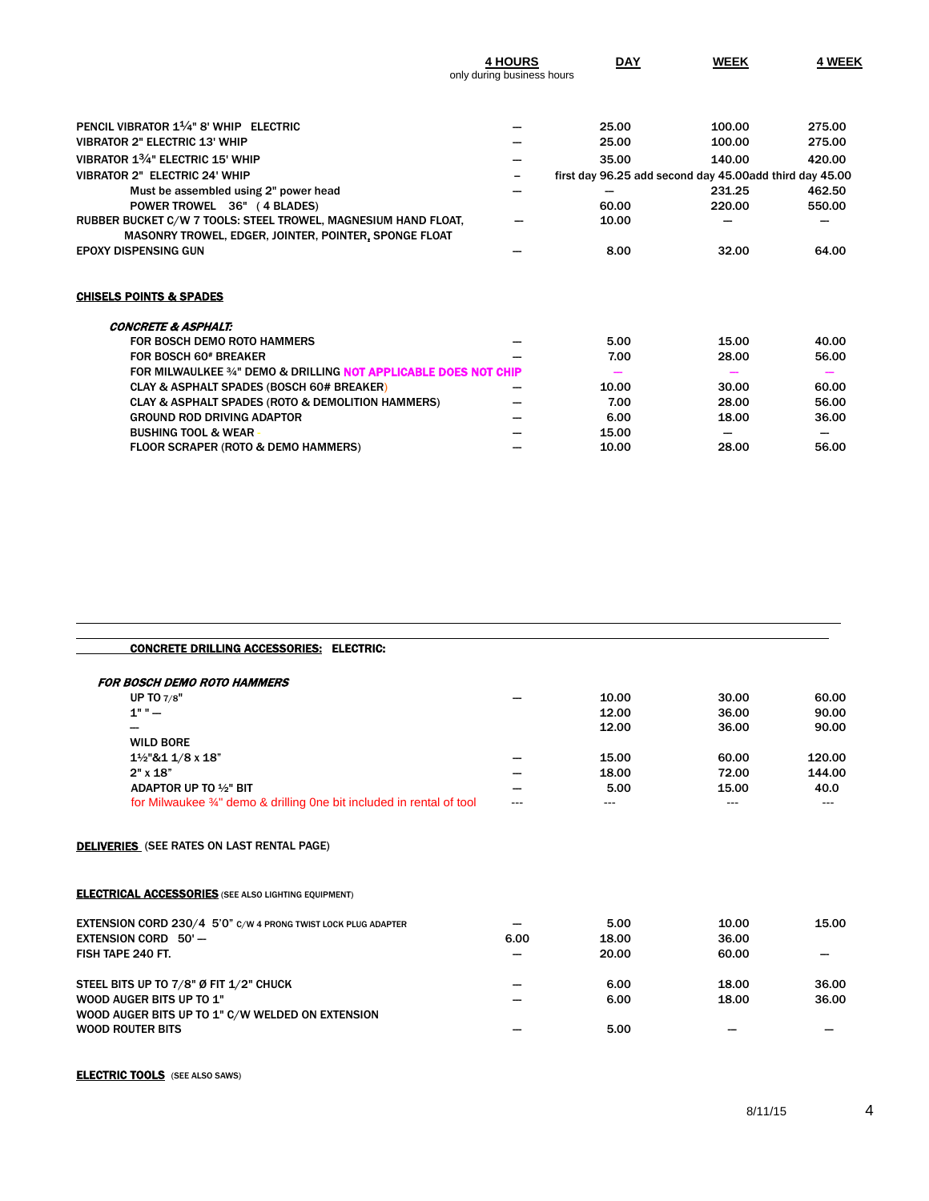| | 4 HOURS<br>only during business hours | DAY | WEEK | 4 WEEK |
|---|---|---|---|---|
| PENCIL VIBRATOR 1¼" 8' WHIP ELECTRIC | — | 25.00 | 100.00 | 275.00 |
| VIBRATOR 2" ELECTRIC 13' WHIP | — | 25.00 | 100.00 | 275.00 |
| VIBRATOR 1¾" ELECTRIC 15' WHIP | — | 35.00 | 140.00 | 420.00 |
| VIBRATOR 2" ELECTRIC 24' WHIP | – | first day 96.25 add second day 45.00add third day 45.00 | | |
| Must be assembled using 2" power head | — | — | 231.25 | 462.50 |
| POWER TROWEL 36" ( 4 BLADES) | | 60.00 | 220.00 | 550.00 |
| RUBBER BUCKET C/W 7 TOOLS: STEEL TROWEL, MAGNESIUM HAND FLOAT, MASONRY TROWEL, EDGER, JOINTER, POINTER, SPONGE FLOAT | — | 10.00 | — | — |
| EPOXY DISPENSING GUN | — | 8.00 | 32.00 | 64.00 |

**CHISELS POINTS & SPADES**

***CONCRETE & ASPHALT:***

| | 4 HOURS | DAY | WEEK | 4 WEEK |
|---|---|---|---|---|
| FOR BOSCH DEMO ROTO HAMMERS | — | 5.00 | 15.00 | 40.00 |
| FOR BOSCH 60# BREAKER | — | 7.00 | 28.00 | 56.00 |
| FOR MILWAUKEE ¾" DEMO & DRILLING NOT APPLICABLE DOES NOT CHIP | | — | — | — |
| CLAY & ASPHALT SPADES (BOSCH 60# BREAKER) | — | 10.00 | 30.00 | 60.00 |
| CLAY & ASPHALT SPADES (ROTO & DEMOLITION HAMMERS) | — | 7.00 | 28.00 | 56.00 |
| GROUND ROD DRIVING ADAPTOR | — | 6.00 | 18.00 | 36.00 |
| BUSHING TOOL & WEAR | — | 15.00 | — | — |
| FLOOR SCRAPER (ROTO & DEMO HAMMERS) | — | 10.00 | 28.00 | 56.00 |

---

**CONCRETE DRILLING ACCESSORIES: ELECTRIC:**

***FOR BOSCH DEMO ROTO HAMMERS***

| | 4 HOURS | DAY | WEEK | 4 WEEK |
|---|---|---|---|---|
| UP TO 7/8" | — | 10.00 | 30.00 | 60.00 |
| 1" " — | | 12.00 | 36.00 | 90.00 |
| — | | 12.00 | 36.00 | 90.00 |
| WILD BORE | | | | |
| 1½"&1 1/8 x 18" | — | 15.00 | 60.00 | 120.00 |
| 2" x 18" | — | 18.00 | 72.00 | 144.00 |
| ADAPTOR UP TO ½" BIT | — | 5.00 | 15.00 | 40.0 |
| for Milwaukee ¾" demo & drilling One bit included in rental of tool | --- | --- | --- | --- |

**DELIVERIES** (SEE RATES ON LAST RENTAL PAGE)

**ELECTRICAL ACCESSORIES** (SEE ALSO LIGHTING EQUIPMENT)

| | 4 HOURS | DAY | WEEK | 4 WEEK |
|---|---|---|---|---|
| EXTENSION CORD 230/4 5'0" C/W 4 PRONG TWIST LOCK PLUG ADAPTER | — | 5.00 | 10.00 | 15.00 |
| EXTENSION CORD 50' — | 6.00 | 18.00 | 36.00 | |
| FISH TAPE 240 FT. | — | 20.00 | 60.00 | — |
| STEEL BITS UP TO 7/8" Ø FIT 1/2" CHUCK | — | 6.00 | 18.00 | 36.00 |
| WOOD AUGER BITS UP TO 1" | — | 6.00 | 18.00 | 36.00 |
| WOOD AUGER BITS UP TO 1" C/W WELDED ON EXTENSION | | | | |
| WOOD ROUTER BITS | — | 5.00 | — | — |

**ELECTRIC TOOLS** (SEE ALSO SAWS)

8/11/15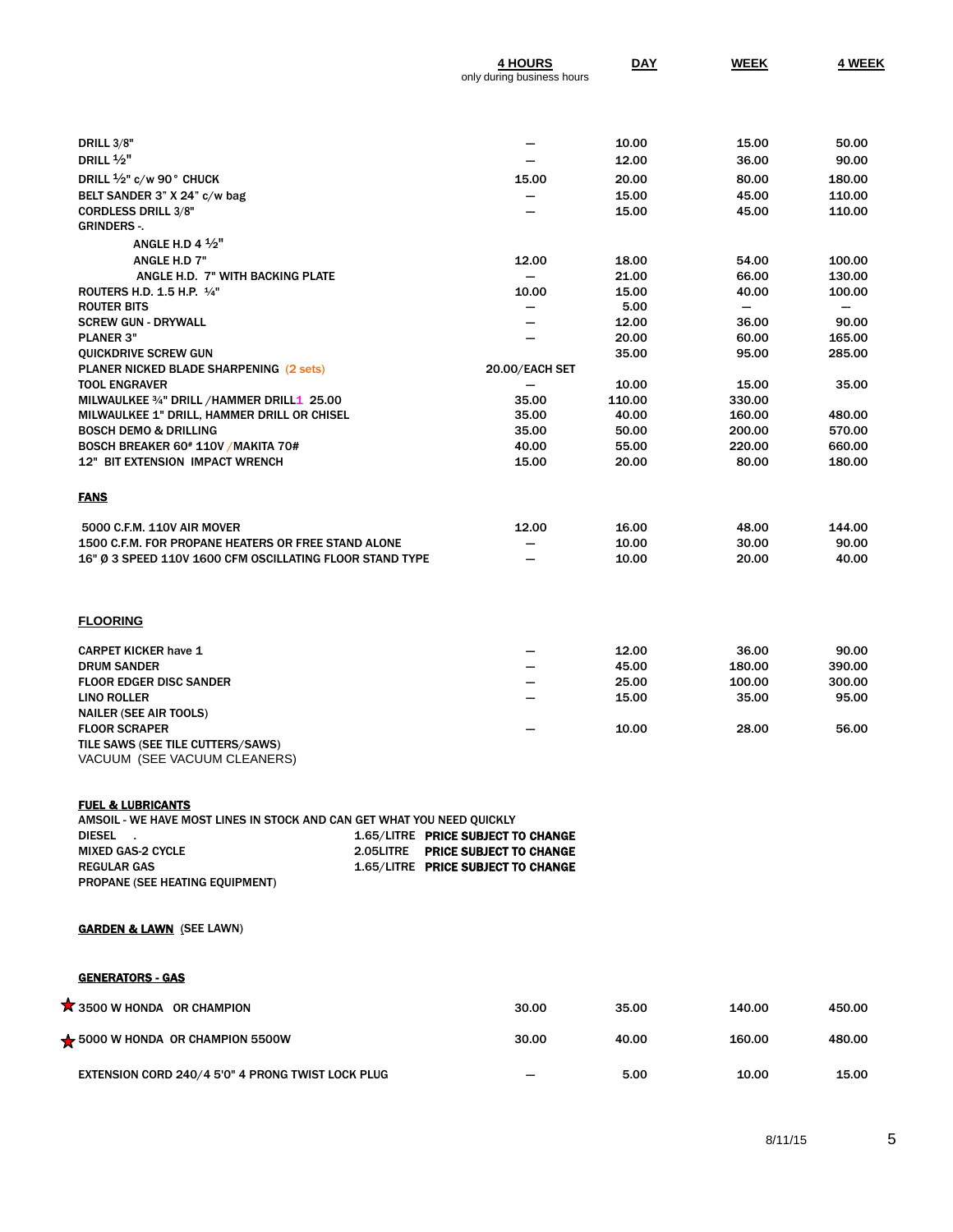| | 4 HOURS<br>only during business hours | DAY | WEEK | 4 WEEK |
|---|---|---|---|---|
| DRILL 3/8" | — | 10.00 | 15.00 | 50.00 |
| DRILL ½" | — | 12.00 | 36.00 | 90.00 |
| DRILL ½" c/w 90° CHUCK | 15.00 | 20.00 | 80.00 | 180.00 |
| BELT SANDER 3" X 24" c/w bag | — | 15.00 | 45.00 | 110.00 |
| CORDLESS DRILL 3/8" | — | 15.00 | 45.00 | 110.00 |
| GRINDERS -. | | | | |
| ANGLE H.D 4 ½" | | | | |
| ANGLE H.D 7" | 12.00 | 18.00 | 54.00 | 100.00 |
| ANGLE H.D. 7" WITH BACKING PLATE | — | 21.00 | 66.00 | 130.00 |
| ROUTERS H.D. 1.5 H.P. ¼" | 10.00 | 15.00 | 40.00 | 100.00 |
| ROUTER BITS | — | 5.00 | — | — |
| SCREW GUN - DRYWALL | — | 12.00 | 36.00 | 90.00 |
| PLANER 3" | — | 20.00 | 60.00 | 165.00 |
| QUICKDRIVE SCREW GUN | | 35.00 | 95.00 | 285.00 |
| PLANER NICKED BLADE SHARPENING (2 sets) | 20.00/EACH SET | | | |
| TOOL ENGRAVER | — | 10.00 | 15.00 | 35.00 |
| MILWAULKEE ¾" DRILL /HAMMER DRILL1 25.00 | 35.00 | 110.00 | 330.00 | |
| MILWAULKEE 1" DRILL, HAMMER DRILL OR CHISEL | 35.00 | 40.00 | 160.00 | 480.00 |
| BOSCH DEMO & DRILLING | 35.00 | 50.00 | 200.00 | 570.00 |
| BOSCH BREAKER 60# 110V /MAKITA 70# | 40.00 | 55.00 | 220.00 | 660.00 |
| 12" BIT EXTENSION IMPACT WRENCH | 15.00 | 20.00 | 80.00 | 180.00 |

**FANS**

| | 4 HOURS | DAY | WEEK | 4 WEEK |
|---|---|---|---|---|
| 5000 C.F.M. 110V AIR MOVER | 12.00 | 16.00 | 48.00 | 144.00 |
| 1500 C.F.M. FOR PROPANE HEATERS OR FREE STAND ALONE | — | 10.00 | 30.00 | 90.00 |
| 16" Ø 3 SPEED 110V 1600 CFM OSCILLATING FLOOR STAND TYPE | — | 10.00 | 20.00 | 40.00 |

**FLOORING**

| | 4 HOURS | DAY | WEEK | 4 WEEK |
|---|---|---|---|---|
| CARPET KICKER have 1 | — | 12.00 | 36.00 | 90.00 |
| DRUM SANDER | — | 45.00 | 180.00 | 390.00 |
| FLOOR EDGER DISC SANDER | — | 25.00 | 100.00 | 300.00 |
| LINO ROLLER | — | 15.00 | 35.00 | 95.00 |
| NAILER (SEE AIR TOOLS) | | | | |
| FLOOR SCRAPER | — | 10.00 | 28.00 | 56.00 |
| TILE SAWS (SEE TILE CUTTERS/SAWS) | | | | |
| VACUUM (SEE VACUUM CLEANERS) | | | | |

**FUEL & LUBRICANTS**

AMSOIL - WE HAVE MOST LINES IN STOCK AND CAN GET WHAT YOU NEED QUICKLY

| | | |
|---|---|---|
| DIESEL . | 1.65/LITRE | **PRICE SUBJECT TO CHANGE** |
| MIXED GAS-2 CYCLE | 2.05LITRE | **PRICE SUBJECT TO CHANGE** |
| REGULAR GAS | 1.65/LITRE | **PRICE SUBJECT TO CHANGE** |
| PROPANE (SEE HEATING EQUIPMENT) | | |

**GARDEN & LAWN** (SEE LAWN)

**GENERATORS - GAS**

| | 4 HOURS | DAY | WEEK | 4 WEEK |
|---|---|---|---|---|
| ★ 3500 W HONDA OR CHAMPION | 30.00 | 35.00 | 140.00 | 450.00 |
| ★ 5000 W HONDA OR CHAMPION 5500W | 30.00 | 40.00 | 160.00 | 480.00 |
| EXTENSION CORD 240/4 5'0" 4 PRONG TWIST LOCK PLUG | — | 5.00 | 10.00 | 15.00 |

8/11/15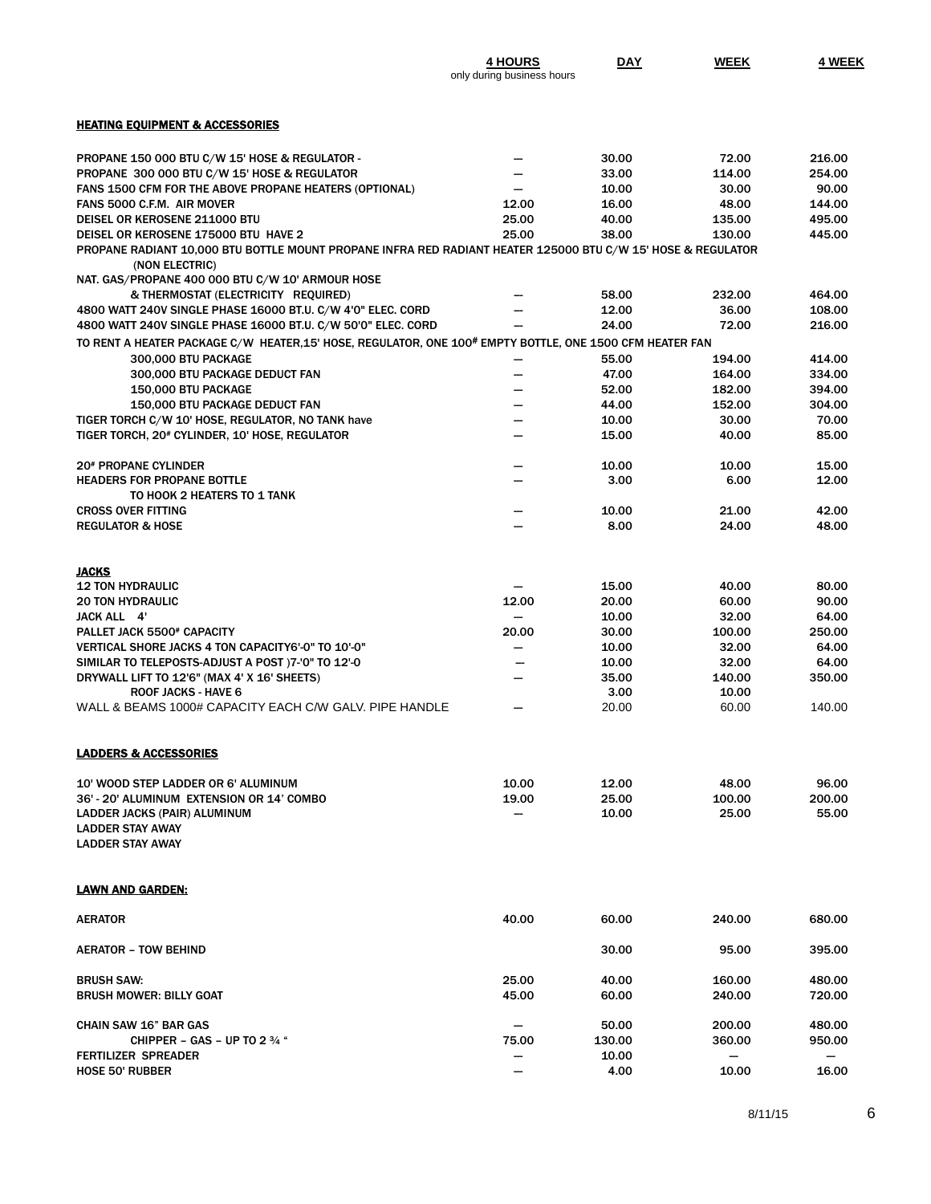| | 4 HOURS<br>only during business hours | DAY | WEEK | 4 WEEK |
|---|---|---|---|---|
| **HEATING EQUIPMENT & ACCESSORIES** | | | | |
| PROPANE 150 000 BTU C/W 15' HOSE & REGULATOR - | — | 30.00 | 72.00 | 216.00 |
| PROPANE 300 000 BTU C/W 15' HOSE & REGULATOR | — | 33.00 | 114.00 | 254.00 |
| FANS 1500 CFM FOR THE ABOVE PROPANE HEATERS (OPTIONAL) | — | 10.00 | 30.00 | 90.00 |
| FANS 5000 C.F.M. AIR MOVER | 12.00 | 16.00 | 48.00 | 144.00 |
| DEISEL OR KEROSENE 211000 BTU | 25.00 | 40.00 | 135.00 | 495.00 |
| DEISEL OR KEROSENE 175000 BTU HAVE 2 | 25.00 | 38.00 | 130.00 | 445.00 |
| PROPANE RADIANT 10,000 BTU BOTTLE MOUNT PROPANE INFRA RED RADIANT HEATER 125000 BTU C/W 15' HOSE & REGULATOR (NON ELECTRIC) | | | | |
| NAT. GAS/PROPANE 400 000 BTU C/W 10' ARMOUR HOSE & THERMOSTAT (ELECTRICITY REQUIRED) | — | 58.00 | 232.00 | 464.00 |
| 4800 WATT 240V SINGLE PHASE 16000 BT.U. C/W 4'0" ELEC. CORD | — | 12.00 | 36.00 | 108.00 |
| 4800 WATT 240V SINGLE PHASE 16000 BT.U. C/W 50'0" ELEC. CORD | — | 24.00 | 72.00 | 216.00 |
| TO RENT A HEATER PACKAGE C/W HEATER,15' HOSE, REGULATOR, ONE 100# EMPTY BOTTLE, ONE 1500 CFM HEATER FAN | | | | |
| 300,000 BTU PACKAGE | — | 55.00 | 194.00 | 414.00 |
| 300,000 BTU PACKAGE DEDUCT FAN | — | 47.00 | 164.00 | 334.00 |
| 150,000 BTU PACKAGE | — | 52.00 | 182.00 | 394.00 |
| 150,000 BTU PACKAGE DEDUCT FAN | — | 44.00 | 152.00 | 304.00 |
| TIGER TORCH C/W 10' HOSE, REGULATOR, NO TANK have | — | 10.00 | 30.00 | 70.00 |
| TIGER TORCH, 20# CYLINDER, 10' HOSE, REGULATOR | — | 15.00 | 40.00 | 85.00 |
| 20# PROPANE CYLINDER | — | 10.00 | 10.00 | 15.00 |
| HEADERS FOR PROPANE BOTTLE TO HOOK 2 HEATERS TO 1 TANK | — | 3.00 | 6.00 | 12.00 |
| CROSS OVER FITTING | — | 10.00 | 21.00 | 42.00 |
| REGULATOR & HOSE | — | 8.00 | 24.00 | 48.00 |
| **JACKS** | | | | |
| 12 TON HYDRAULIC | — | 15.00 | 40.00 | 80.00 |
| 20 TON HYDRAULIC | 12.00 | 20.00 | 60.00 | 90.00 |
| JACK ALL 4' | — | 10.00 | 32.00 | 64.00 |
| PALLET JACK 5500# CAPACITY | 20.00 | 30.00 | 100.00 | 250.00 |
| VERTICAL SHORE JACKS 4 TON CAPACITY6'-0" TO 10'-0" | — | 10.00 | 32.00 | 64.00 |
| SIMILAR TO TELEPOSTS-ADJUST A POST )7-'0" TO 12'-0 | — | 10.00 | 32.00 | 64.00 |
| DRYWALL LIFT TO 12'6" (MAX 4' X 16' SHEETS) | — | 35.00 | 140.00 | 350.00 |
| ROOF JACKS - HAVE 6 | | 3.00 | 10.00 | |
| WALL & BEAMS 1000# CAPACITY EACH C/W GALV. PIPE HANDLE | — | 20.00 | 60.00 | 140.00 |
| **LADDERS & ACCESSORIES** | | | | |
| 10' WOOD STEP LADDER OR 6' ALUMINUM | 10.00 | 12.00 | 48.00 | 96.00 |
| 36' - 20' ALUMINUM EXTENSION OR 14' COMBO | 19.00 | 25.00 | 100.00 | 200.00 |
| LADDER JACKS (PAIR) ALUMINUM | — | 10.00 | 25.00 | 55.00 |
| LADDER STAY AWAY | | | | |
| LADDER STAY AWAY | | | | |
| **LAWN AND GARDEN:** | | | | |
| AERATOR | 40.00 | 60.00 | 240.00 | 680.00 |
| AERATOR – TOW BEHIND | | 30.00 | 95.00 | 395.00 |
| BRUSH SAW: | 25.00 | 40.00 | 160.00 | 480.00 |
| BRUSH MOWER: BILLY GOAT | 45.00 | 60.00 | 240.00 | 720.00 |
| CHAIN SAW 16" BAR GAS | — | 50.00 | 200.00 | 480.00 |
| CHIPPER – GAS – UP TO 2 ¾ " | 75.00 | 130.00 | 360.00 | 950.00 |
| FERTILIZER SPREADER | — | 10.00 | — | — |
| HOSE 50' RUBBER | — | 4.00 | 10.00 | 16.00 |

8/11/15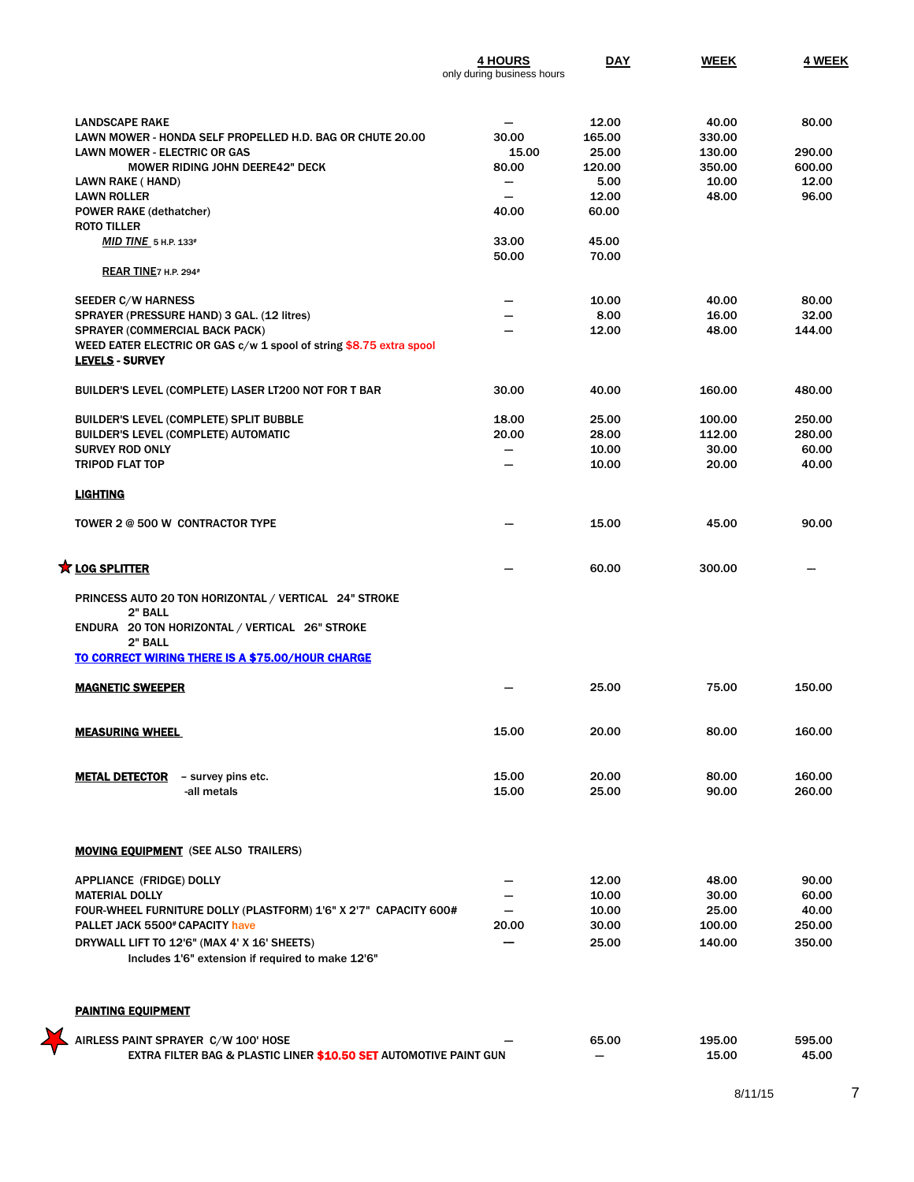| | 4 HOURS<br>only during business hours | DAY | WEEK | 4 WEEK |
|---|---|---|---|---|
| LANDSCAPE RAKE | — | 12.00 | 40.00 | 80.00 |
| LAWN MOWER - HONDA SELF PROPELLED H.D. BAG OR CHUTE 20.00 | 30.00 | 165.00 | 330.00 | |
| LAWN MOWER - ELECTRIC OR GAS | 15.00 | 25.00 | 130.00 | 290.00 |
| MOWER RIDING JOHN DEERE42" DECK | 80.00 | 120.00 | 350.00 | 600.00 |
| LAWN RAKE ( HAND) | — | 5.00 | 10.00 | 12.00 |
| LAWN ROLLER | — | 12.00 | 48.00 | 96.00 |
| POWER RAKE (dethatcher) | 40.00 | 60.00 | | |
| ROTO TILLER | | | | |
| *MID TINE* 5 H.P. 133# | 33.00 | 45.00 | | |
| REAR TINE 7 H.P. 294# | 50.00 | 70.00 | | |
| SEEDER C/W HARNESS | — | 10.00 | 40.00 | 80.00 |
| SPRAYER (PRESSURE HAND) 3 GAL. (12 litres) | — | 8.00 | 16.00 | 32.00 |
| SPRAYER (COMMERCIAL BACK PACK) | — | 12.00 | 48.00 | 144.00 |
| WEED EATER ELECTRIC OR GAS c/w 1 spool of string $8.75 extra spool | | | | |
| **LEVELS - SURVEY** | | | | |
| BUILDER'S LEVEL (COMPLETE) LASER LT200 NOT FOR T BAR | 30.00 | 40.00 | 160.00 | 480.00 |
| BUILDER'S LEVEL (COMPLETE) SPLIT BUBBLE | 18.00 | 25.00 | 100.00 | 250.00 |
| BUILDER'S LEVEL (COMPLETE) AUTOMATIC | 20.00 | 28.00 | 112.00 | 280.00 |
| SURVEY ROD ONLY | — | 10.00 | 30.00 | 60.00 |
| TRIPOD FLAT TOP | — | 10.00 | 20.00 | 40.00 |
| **LIGHTING** | | | | |
| TOWER 2 @ 500 W CONTRACTOR TYPE | — | 15.00 | 45.00 | 90.00 |
| ★ **LOG SPLITTER** | — | 60.00 | 300.00 | — |
| PRINCESS AUTO 20 TON HORIZONTAL / VERTICAL 24" STROKE 2" BALL | | | | |
| ENDURA 20 TON HORIZONTAL / VERTICAL 26" STROKE 2" BALL | | | | |
| **TO CORRECT WIRING THERE IS A $75.00/HOUR CHARGE** | | | | |
| **MAGNETIC SWEEPER** | — | 25.00 | 75.00 | 150.00 |
| **MEASURING WHEEL** | 15.00 | 20.00 | 80.00 | 160.00 |
| **METAL DETECTOR** – survey pins etc. | 15.00 | 20.00 | 80.00 | 160.00 |
| -all metals | 15.00 | 25.00 | 90.00 | 260.00 |
| **MOVING EQUIPMENT** (SEE ALSO TRAILERS) | | | | |
| APPLIANCE (FRIDGE) DOLLY | — | 12.00 | 48.00 | 90.00 |
| MATERIAL DOLLY | — | 10.00 | 30.00 | 60.00 |
| FOUR-WHEEL FURNITURE DOLLY (PLASTFORM) 1'6" X 2'7" CAPACITY 600# | — | 10.00 | 25.00 | 40.00 |
| PALLET JACK 5500# CAPACITY have | 20.00 | 30.00 | 100.00 | 250.00 |
| DRYWALL LIFT TO 12'6" (MAX 4' X 16' SHEETS) Includes 1'6" extension if required to make 12'6" | — | 25.00 | 140.00 | 350.00 |
| **PAINTING EQUIPMENT** | | | | |
| ★ AIRLESS PAINT SPRAYER C/W 100' HOSE | — | 65.00 | 195.00 | 595.00 |
| EXTRA FILTER BAG & PLASTIC LINER **$10.50 SET** AUTOMOTIVE PAINT GUN | | — | 15.00 | 45.00 |

8/11/15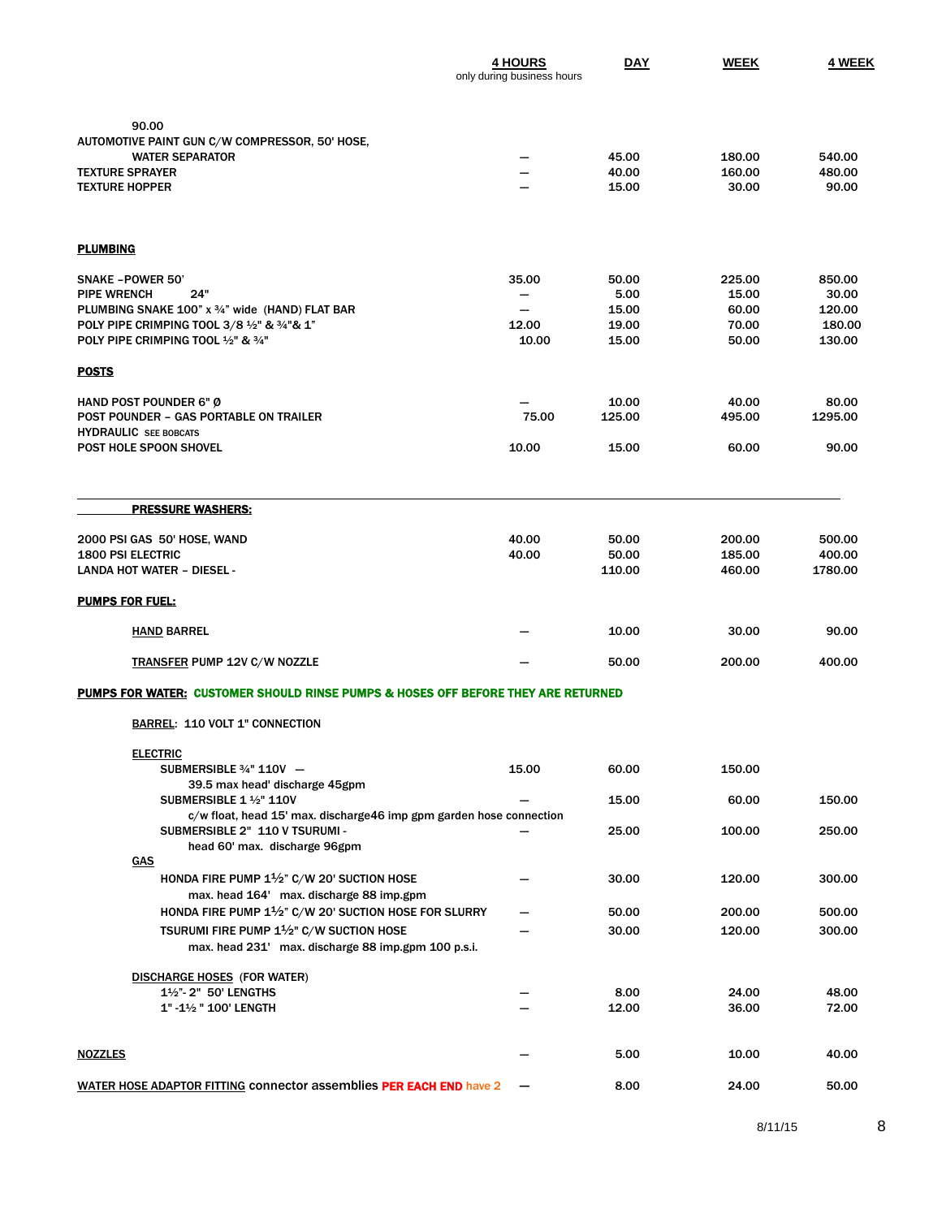| | 4 HOURS (only during business hours) | DAY | WEEK | 4 WEEK |
|---|---|---|---|---|
| 90.00 | | | | |
| AUTOMOTIVE PAINT GUN C/W COMPRESSOR, 50' HOSE, WATER SEPARATOR | — | 45.00 | 180.00 | 540.00 |
| TEXTURE SPRAYER | — | 40.00 | 160.00 | 480.00 |
| TEXTURE HOPPER | — | 15.00 | 30.00 | 90.00 |
| **PLUMBING** | | | | |
| SNAKE –POWER 50' | 35.00 | 50.00 | 225.00 | 850.00 |
| PIPE WRENCH 24" | — | 5.00 | 15.00 | 30.00 |
| PLUMBING SNAKE 100" x ¾" wide (HAND) FLAT BAR | — | 15.00 | 60.00 | 120.00 |
| POLY PIPE CRIMPING TOOL 3/8 ½" & ¾"& 1" | 12.00 | 19.00 | 70.00 | 180.00 |
| POLY PIPE CRIMPING TOOL ½" & ¾" | 10.00 | 15.00 | 50.00 | 130.00 |
| **POSTS** | | | | |
| HAND POST POUNDER 6" Ø | — | 10.00 | 40.00 | 80.00 |
| POST POUNDER – GAS PORTABLE ON TRAILER | 75.00 | 125.00 | 495.00 | 1295.00 |
| HYDRAULIC SEE BOBCATS | | | | |
| POST HOLE SPOON SHOVEL | 10.00 | 15.00 | 60.00 | 90.00 |
| **PRESSURE WASHERS:** | | | | |
| 2000 PSI GAS 50' HOSE, WAND | 40.00 | 50.00 | 200.00 | 500.00 |
| 1800 PSI ELECTRIC | 40.00 | 50.00 | 185.00 | 400.00 |
| LANDA HOT WATER – DIESEL - | | 110.00 | 460.00 | 1780.00 |
| **PUMPS FOR FUEL:** | | | | |
| HAND BARREL | — | 10.00 | 30.00 | 90.00 |
| TRANSFER PUMP 12V C/W NOZZLE | — | 50.00 | 200.00 | 400.00 |
| **PUMPS FOR WATER:** CUSTOMER SHOULD RINSE PUMPS & HOSES OFF BEFORE THEY ARE RETURNED | | | | |
| BARREL: 110 VOLT 1" CONNECTION | | | | |
| ELECTRIC | | | | |
| SUBMERSIBLE ¾" 110V — 39.5 max head' discharge 45gpm | 15.00 | 60.00 | 150.00 | |
| SUBMERSIBLE 1 ½" 110V c/w float, head 15' max. discharge46 imp gpm garden hose connection | — | 15.00 | 60.00 | 150.00 |
| SUBMERSIBLE 2" 110 V TSURUMI - head 60' max. discharge 96gpm | — | 25.00 | 100.00 | 250.00 |
| GAS | | | | |
| HONDA FIRE PUMP 1½" C/W 20' SUCTION HOSE max. head 164' max. discharge 88 imp.gpm | — | 30.00 | 120.00 | 300.00 |
| HONDA FIRE PUMP 1½" C/W 20' SUCTION HOSE FOR SLURRY | — | 50.00 | 200.00 | 500.00 |
| TSURUMI FIRE PUMP 1½" C/W SUCTION HOSE max. head 231' max. discharge 88 imp.gpm 100 p.s.i. | — | 30.00 | 120.00 | 300.00 |
| DISCHARGE HOSES (FOR WATER) | | | | |
| 1½"- 2" 50' LENGTHS | — | 8.00 | 24.00 | 48.00 |
| 1" -1½ " 100' LENGTH | — | 12.00 | 36.00 | 72.00 |
| NOZZLES | — | 5.00 | 10.00 | 40.00 |
| WATER HOSE ADAPTOR FITTING connector assemblies PER EACH END have 2 | — | 8.00 | 24.00 | 50.00 |

8/11/15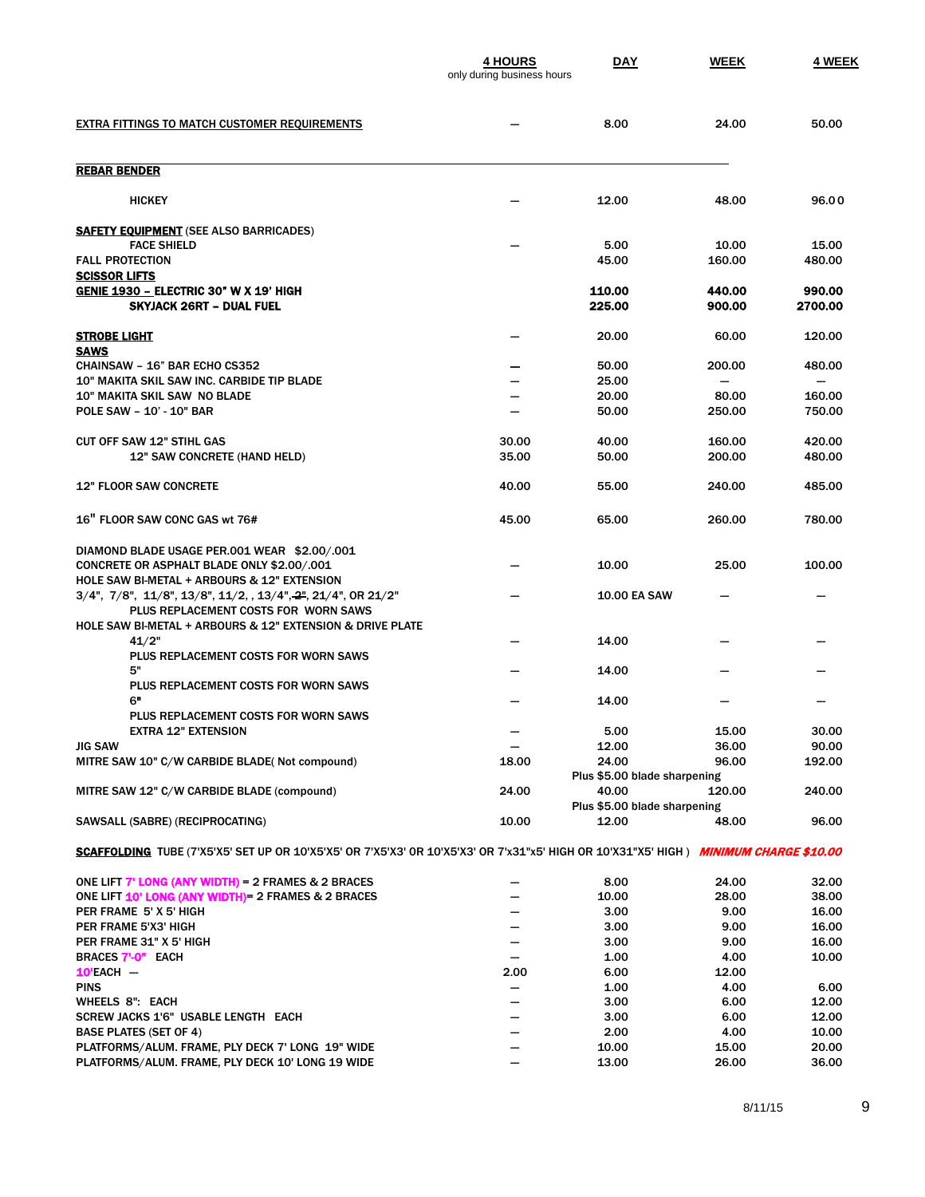| | 4 HOURS<br>only during business hours | DAY | WEEK | 4 WEEK |
|---|---|---|---|---|
| **EXTRA FITTINGS TO MATCH CUSTOMER REQUIREMENTS** | — | 8.00 | 24.00 | 50.00 |
| **REBAR BENDER** | | | | |
| HICKEY | — | 12.00 | 48.00 | 96.00 |
| **SAFETY EQUIPMENT** (SEE ALSO BARRICADES) | | | | |
| FACE SHIELD | — | 5.00 | 10.00 | 15.00 |
| FALL PROTECTION | | 45.00 | 160.00 | 480.00 |
| **SCISSOR LIFTS** | | | | |
| **GENIE 1930 – ELECTRIC 30" W X 19' HIGH** | | **110.00** | **440.00** | **990.00** |
| **SKYJACK 26RT – DUAL FUEL** | | **225.00** | **900.00** | **2700.00** |
| **STROBE LIGHT** | — | 20.00 | 60.00 | 120.00 |
| **SAWS** | | | | |
| CHAINSAW – 16" BAR ECHO CS352 | — | 50.00 | 200.00 | 480.00 |
| 10" MAKITA SKIL SAW INC. CARBIDE TIP BLADE | — | 25.00 | — | — |
| 10" MAKITA SKIL SAW NO BLADE | — | 20.00 | 80.00 | 160.00 |
| POLE SAW – 10' - 10" BAR | — | 50.00 | 250.00 | 750.00 |
| CUT OFF SAW 12" STIHL GAS | 30.00 | 40.00 | 160.00 | 420.00 |
| 12" SAW CONCRETE (HAND HELD) | 35.00 | 50.00 | 200.00 | 480.00 |
| 12" FLOOR SAW CONCRETE | 40.00 | 55.00 | 240.00 | 485.00 |
| 16" FLOOR SAW CONC GAS wt 76# | 45.00 | 65.00 | 260.00 | 780.00 |
| DIAMOND BLADE USAGE PER.001 WEAR $2.00/.001 | | | | |
| CONCRETE OR ASPHALT BLADE ONLY $2.00/.001 | — | 10.00 | 25.00 | 100.00 |
| HOLE SAW BI-METAL + ARBOURS & 12" EXTENSION | | | | |
| 3/4", 7/8", 11/8", 13/8", 11/2, , 13/4", ~~2"~~, 21/4", OR 21/2" | — | 10.00 EA SAW | — | — |
| PLUS REPLACEMENT COSTS FOR WORN SAWS | | | | |
| HOLE SAW BI-METAL + ARBOURS & 12" EXTENSION & DRIVE PLATE | | | | |
| 41/2" | — | 14.00 | — | — |
| PLUS REPLACEMENT COSTS FOR WORN SAWS | | | | |
| 5" | — | 14.00 | — | — |
| PLUS REPLACEMENT COSTS FOR WORN SAWS | | | | |
| 6" | — | 14.00 | — | — |
| PLUS REPLACEMENT COSTS FOR WORN SAWS | | | | |
| EXTRA 12" EXTENSION | — | 5.00 | 15.00 | 30.00 |
| JIG SAW | — | 12.00 | 36.00 | 90.00 |
| MITRE SAW 10" C/W CARBIDE BLADE( Not compound) | 18.00 | 24.00<br>Plus $5.00 blade sharpening | 96.00 | 192.00 |
| MITRE SAW 12" C/W CARBIDE BLADE (compound) | 24.00 | 40.00<br>Plus $5.00 blade sharpening | 120.00 | 240.00 |
| SAWSALL (SABRE) (RECIPROCATING) | 10.00 | 12.00 | 48.00 | 96.00 |

**SCAFFOLDING** TUBE (7'X5'X5' SET UP OR 10'X5'X5' OR 7'X5'X3' OR 10'X5'X3' OR 7'x31"x5' HIGH OR 10'X31"X5' HIGH ) ***MINIMUM CHARGE $10.00***

| | 4 HOURS | DAY | WEEK | 4 WEEK |
|---|---|---|---|---|
| ONE LIFT 7' LONG (ANY WIDTH) = 2 FRAMES & 2 BRACES | — | 8.00 | 24.00 | 32.00 |
| ONE LIFT 10' LONG (ANY WIDTH)= 2 FRAMES & 2 BRACES | — | 10.00 | 28.00 | 38.00 |
| PER FRAME 5' X 5' HIGH | — | 3.00 | 9.00 | 16.00 |
| PER FRAME 5'X3' HIGH | — | 3.00 | 9.00 | 16.00 |
| PER FRAME 31" X 5' HIGH | — | 3.00 | 9.00 | 16.00 |
| BRACES 7'-0" EACH | — | 1.00 | 4.00 | 10.00 |
| 10'EACH — | 2.00 | 6.00 | 12.00 | |
| PINS | — | 1.00 | 4.00 | 6.00 |
| WHEELS 8": EACH | — | 3.00 | 6.00 | 12.00 |
| SCREW JACKS 1'6" USABLE LENGTH EACH | — | 3.00 | 6.00 | 12.00 |
| BASE PLATES (SET OF 4) | — | 2.00 | 4.00 | 10.00 |
| PLATFORMS/ALUM. FRAME, PLY DECK 7' LONG 19" WIDE | — | 10.00 | 15.00 | 20.00 |
| PLATFORMS/ALUM. FRAME, PLY DECK 10' LONG 19 WIDE | — | 13.00 | 26.00 | 36.00 |

8/11/15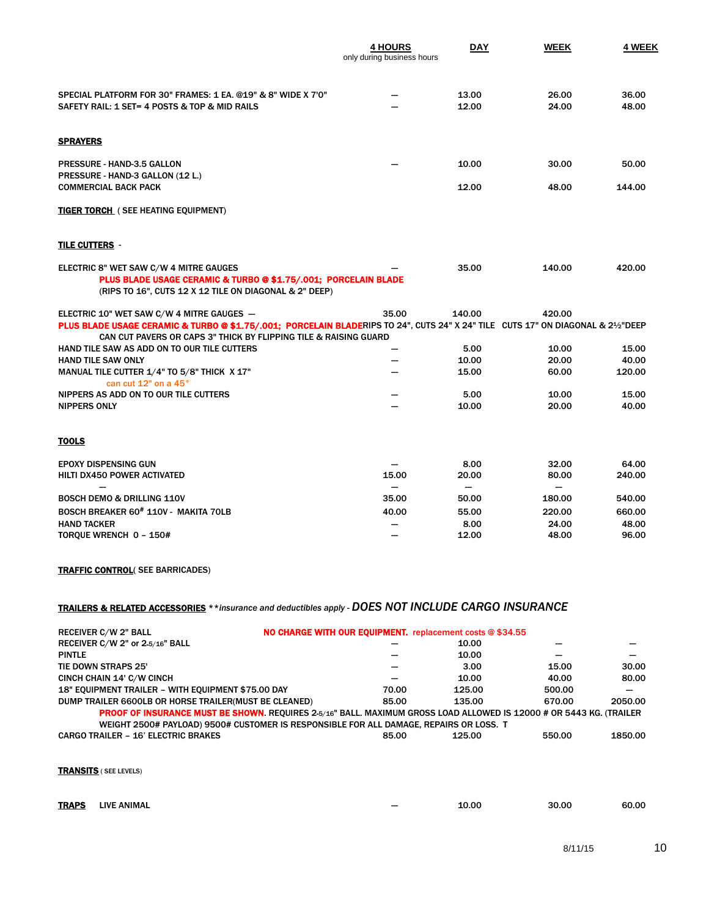| | 4 HOURS<br>only during business hours | DAY | WEEK | 4 WEEK |
|---|---|---|---|---|
| SPECIAL PLATFORM FOR 30" FRAMES: 1 EA. @19" & 8" WIDE X 7'0" | — | 13.00 | 26.00 | 36.00 |
| SAFETY RAIL: 1 SET= 4 POSTS & TOP & MID RAILS | — | 12.00 | 24.00 | 48.00 |
| **SPRAYERS** | | | | |
| PRESSURE - HAND-3.5 GALLON | — | 10.00 | 30.00 | 50.00 |
| PRESSURE - HAND-3 GALLON (12 L.) | | | | |
| COMMERCIAL BACK PACK | | 12.00 | 48.00 | 144.00 |
| **TIGER TORCH** ( SEE HEATING EQUIPMENT) | | | | |
| **TILE CUTTERS** - | | | | |
| ELECTRIC 8" WET SAW C/W 4 MITRE GAUGES<br>PLUS BLADE USAGE CERAMIC & TURBO @ $1.75/.001; PORCELAIN BLADE<br>(RIPS TO 16", CUTS 12 X 12 TILE ON DIAGONAL & 2" DEEP) | — | 35.00 | 140.00 | 420.00 |
| ELECTRIC 10" WET SAW C/W 4 MITRE GAUGES —<br>PLUS BLADE USAGE CERAMIC & TURBO @ $1.75/.001; PORCELAIN BLADE RIPS TO 24", CUTS 24" X 24" TILE CUTS 17" ON DIAGONAL & 2½"DEEP<br>CAN CUT PAVERS OR CAPS 3" THICK BY FLIPPING TILE & RAISING GUARD | 35.00 | 140.00 | 420.00 | |
| HAND TILE SAW AS ADD ON TO OUR TILE CUTTERS | — | 5.00 | 10.00 | 15.00 |
| HAND TILE SAW ONLY | — | 10.00 | 20.00 | 40.00 |
| MANUAL TILE CUTTER 1/4" TO 5/8" THICK X 17"<br>can cut 12" on a 45° | — | 15.00 | 60.00 | 120.00 |
| NIPPERS AS ADD ON TO OUR TILE CUTTERS | — | 5.00 | 10.00 | 15.00 |
| NIPPERS ONLY | — | 10.00 | 20.00 | 40.00 |
| **TOOLS** | | | | |
| EPOXY DISPENSING GUN | — | 8.00 | 32.00 | 64.00 |
| HILTI DX450 POWER ACTIVATED<br>— | 15.00<br>— | 20.00<br>— | 80.00<br>— | 240.00 |
| BOSCH DEMO & DRILLING 110V | 35.00 | 50.00 | 180.00 | 540.00 |
| BOSCH BREAKER 60# 110V - MAKITA 70LB | 40.00 | 55.00 | 220.00 | 660.00 |
| HAND TACKER | — | 8.00 | 24.00 | 48.00 |
| TORQUE WRENCH 0 – 150# | — | 12.00 | 48.00 | 96.00 |
| **TRAFFIC CONTROL**( SEE BARRICADES) | | | | |
| **TRAILERS & RELATED ACCESSORIES** ***insurance and deductibles apply - DOES NOT INCLUDE CARGO INSURANCE* | | | | |
| RECEIVER C/W 2" BALL — NO CHARGE WITH OUR EQUIPMENT. replacement costs @ $34.55 | | | | |
| RECEIVER C/W 2" or 2-5/16" BALL | — | 10.00 | — | — |
| PINTLE | — | 10.00 | — | — |
| TIE DOWN STRAPS 25' | — | 3.00 | 15.00 | 30.00 |
| CINCH CHAIN 14' C/W CINCH | — | 10.00 | 40.00 | 80.00 |
| 18" EQUIPMENT TRAILER – WITH EQUIPMENT $75.00 DAY | 70.00 | 125.00 | 500.00 | — |
| DUMP TRAILER 6600LB OR HORSE TRAILER(MUST BE CLEANED)<br>PROOF OF INSURANCE MUST BE SHOWN. REQUIRES 2-5/16" BALL. MAXIMUM GROSS LOAD ALLOWED IS 12000 # OR 5443 KG. (TRAILER WEIGHT 2500# PAYLOAD) 9500# CUSTOMER IS RESPONSIBLE FOR ALL DAMAGE, REPAIRS OR LOSS. T | 85.00 | 135.00 | 670.00 | 2050.00 |
| CARGO TRAILER – 16' ELECTRIC BRAKES | 85.00 | 125.00 | 550.00 | 1850.00 |
| **TRANSITS** ( SEE LEVELS) | | | | |
| **TRAPS** LIVE ANIMAL | — | 10.00 | 30.00 | 60.00 |

8/11/15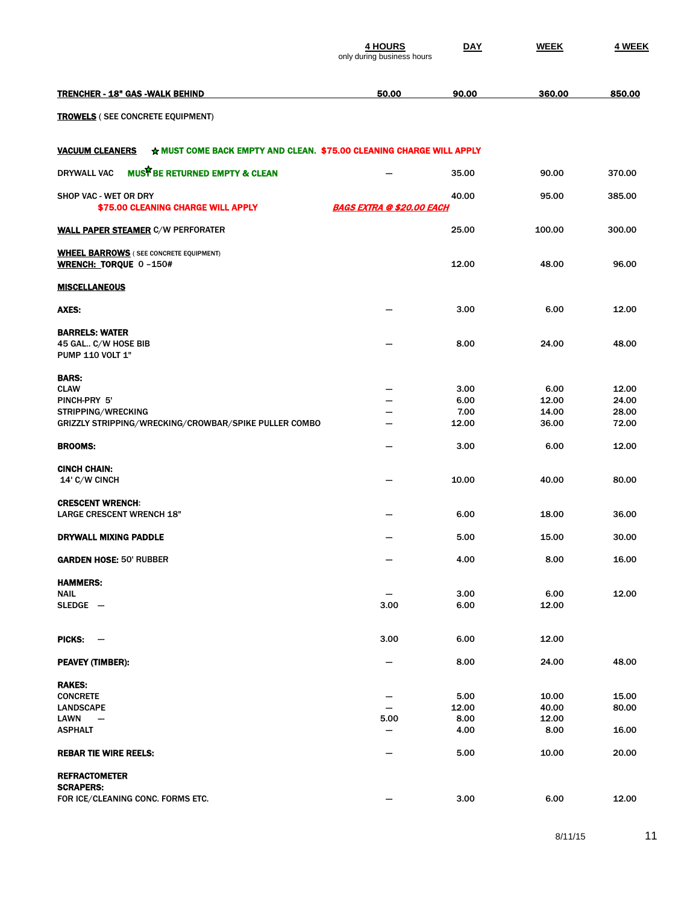| | 4 HOURS<br>only during business hours | DAY | WEEK | 4 WEEK |
|---|---|---|---|---|
| **TRENCHER - 18" GAS -WALK BEHIND** | **50.00** | **90.00** | **360.00** | **850.00** |
| **TROWELS** ( SEE CONCRETE EQUIPMENT) | | | | |
| **VACUUM CLEANERS** ☆ **MUST COME BACK EMPTY AND CLEAN. $75.00 CLEANING CHARGE WILL APPLY** | | | | |
| DRYWALL VAC **MUST BE RETURNED EMPTY & CLEAN** | — | 35.00 | 90.00 | 370.00 |
| SHOP VAC - WET OR DRY<br>**$75.00 CLEANING CHARGE WILL APPLY** | ***BAGS EXTRA @ $20.00 EACH*** | 40.00 | 95.00 | 385.00 |
| **WALL PAPER STEAMER** C/W PERFORATER | | 25.00 | 100.00 | 300.00 |
| **WHEEL BARROWS** ( SEE CONCRETE EQUIPMENT) | | | | |
| **WRENCH: TORQUE** 0 -150# | | 12.00 | 48.00 | 96.00 |
| **MISCELLANEOUS** | | | | |
| **AXES:** | — | 3.00 | 6.00 | 12.00 |
| **BARRELS: WATER** | | | | |
| 45 GAL.. C/W HOSE BIB<br>PUMP 110 VOLT 1" | — | 8.00 | 24.00 | 48.00 |
| **BARS:** | | | | |
| CLAW | — | 3.00 | 6.00 | 12.00 |
| PINCH-PRY 5' | — | 6.00 | 12.00 | 24.00 |
| STRIPPING/WRECKING | — | 7.00 | 14.00 | 28.00 |
| GRIZZLY STRIPPING/WRECKING/CROWBAR/SPIKE PULLER COMBO | — | 12.00 | 36.00 | 72.00 |
| **BROOMS:** | — | 3.00 | 6.00 | 12.00 |
| **CINCH CHAIN:** | | | | |
| 14' C/W CINCH | — | 10.00 | 40.00 | 80.00 |
| **CRESCENT WRENCH:** | | | | |
| LARGE CRESCENT WRENCH 18" | — | 6.00 | 18.00 | 36.00 |
| **DRYWALL MIXING PADDLE** | — | 5.00 | 15.00 | 30.00 |
| **GARDEN HOSE:** 50' RUBBER | — | 4.00 | 8.00 | 16.00 |
| **HAMMERS:** | | | | |
| NAIL | — | 3.00 | 6.00 | 12.00 |
| SLEDGE — | 3.00 | 6.00 | 12.00 | |
| **PICKS:** — | 3.00 | 6.00 | 12.00 | |
| **PEAVEY (TIMBER):** | — | 8.00 | 24.00 | 48.00 |
| **RAKES:** | | | | |
| CONCRETE | — | 5.00 | 10.00 | 15.00 |
| LANDSCAPE | — | 12.00 | 40.00 | 80.00 |
| LAWN — | 5.00 | 8.00 | 12.00 | |
| ASPHALT | — | 4.00 | 8.00 | 16.00 |
| **REBAR TIE WIRE REELS:** | — | 5.00 | 10.00 | 20.00 |
| **REFRACTOMETER** | | | | |
| **SCRAPERS:** | | | | |
| FOR ICE/CLEANING CONC. FORMS ETC. | — | 3.00 | 6.00 | 12.00 |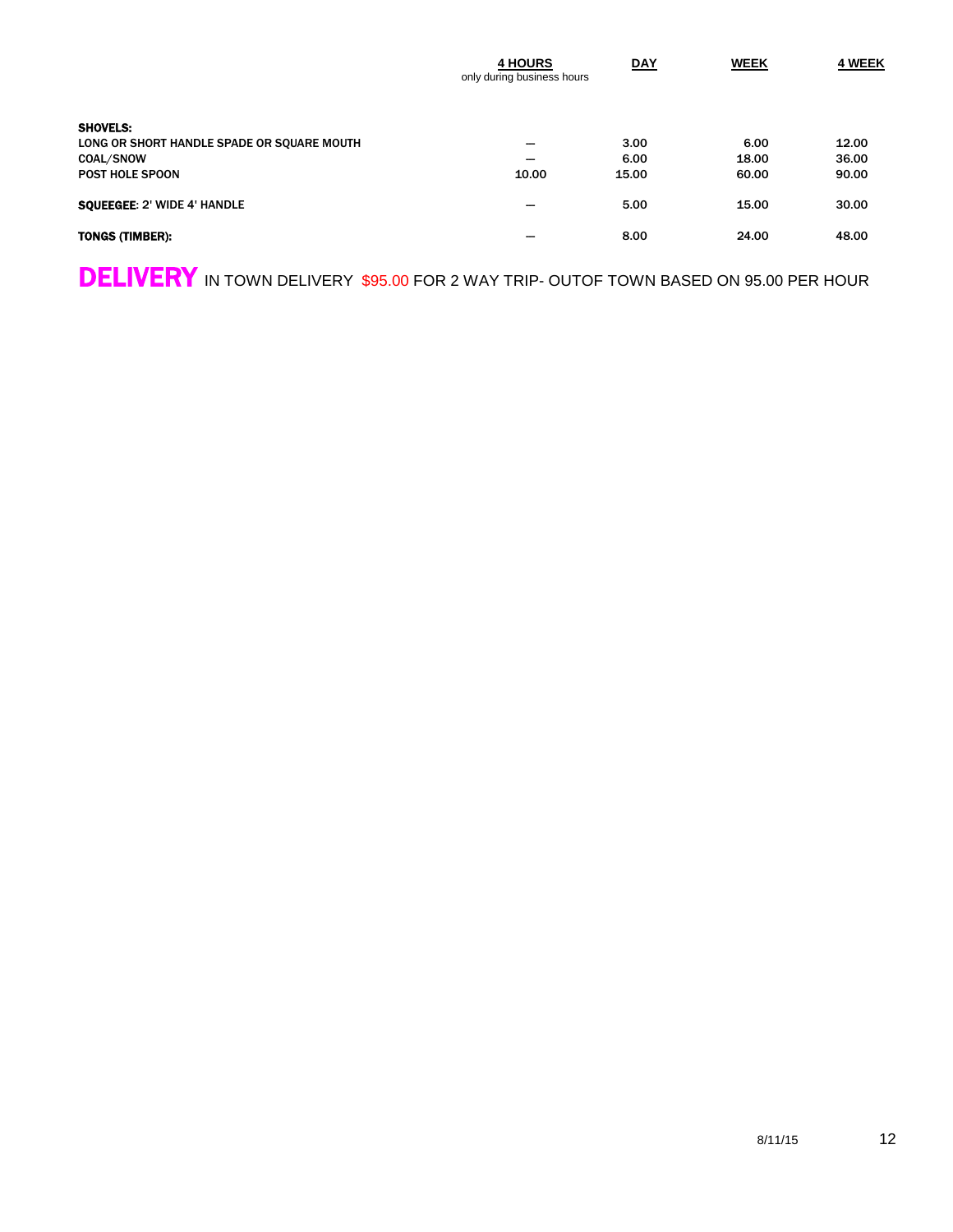| | 4 HOURS<br>only during business hours | DAY | WEEK | 4 WEEK |
|---|---|---|---|---|
| **SHOVELS:** | | | | |
| **LONG OR SHORT HANDLE SPADE OR SQUARE MOUTH** | — | 3.00 | 6.00 | 12.00 |
| **COAL/SNOW** | — | 6.00 | 18.00 | 36.00 |
| **POST HOLE SPOON** | 10.00 | 15.00 | 60.00 | 90.00 |
| **SQUEEGEE: 2' WIDE 4' HANDLE** | — | 5.00 | 15.00 | 30.00 |
| **TONGS (TIMBER):** | — | 8.00 | 24.00 | 48.00 |

**DELIVERY** IN TOWN DELIVERY $95.00 FOR 2 WAY TRIP- OUTOF TOWN BASED ON 95.00 PER HOUR

8/11/15